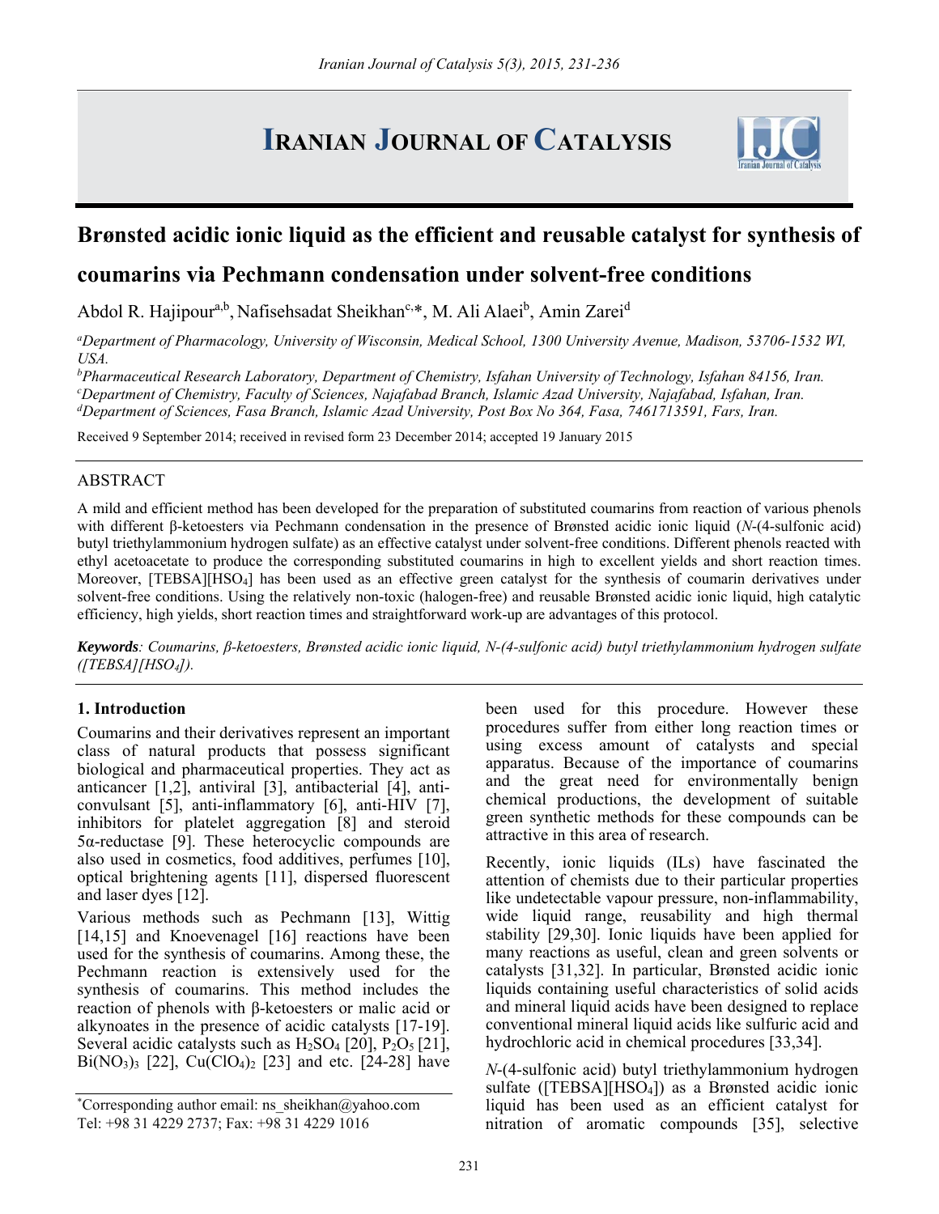# Brønsted acidic ionic liquid as the efficient and reusable catalyst for synthesis of coumarins via Pechmann condensation under solvent-free conditions

Abdol R. Hajipour[a,b], Nafisehsadat Sheikhan[c,*], M. Ali Alaei[b], Amin Zarei[d]

[a]*Department of Pharmacology, University of Wisconsin, Medical School, 1300 University Avenue, Madison, 53706-1532 WI, USA.*

[b]*Pharmaceutical Research Laboratory, Department of Chemistry, Isfahan University of Technology, Isfahan 84156, Iran.*

[c]*Department of Chemistry, Faculty of Sciences, Najafabad Branch, Islamic Azad University, Najafabad, Isfahan, Iran.*

[d]*Department of Sciences, Fasa Branch, Islamic Azad University, Post Box No 364, Fasa, 7461713591, Fars, Iran.*

Received 9 September 2014; received in revised form 23 December 2014; accepted 19 January 2015

## ABSTRACT

A mild and efficient method has been developed for the preparation of substituted coumarins from reaction of various phenols with different β-ketoesters via Pechmann condensation in the presence of Brønsted acidic ionic liquid (*N*-(4-sulfonic acid) butyl triethylammonium hydrogen sulfate) as an effective catalyst under solvent-free conditions. Different phenols reacted with ethyl acetoacetate to produce the corresponding substituted coumarins in high to excellent yields and short reaction times. Moreover, [TEBSA][$HSO_4$] has been used as an effective green catalyst for the synthesis of coumarin derivatives under solvent-free conditions. Using the relatively non-toxic (halogen-free) and reusable Brønsted acidic ionic liquid, high catalytic efficiency, high yields, short reaction times and straightforward work-up are advantages of this protocol.

***Keywords****: Coumarins, β-ketoesters, Brønsted acidic ionic liquid, N-(4-sulfonic acid) butyl triethylammonium hydrogen sulfate ([TEBSA][$HSO_4$]).*

## 1. Introduction

Coumarins and their derivatives represent an important class of natural products that possess significant biological and pharmaceutical properties. They act as anticancer [1,2], antiviral [3], antibacterial [4], anti-convulsant [5], anti-inflammatory [6], anti-HIV [7], inhibitors for platelet aggregation [8] and steroid 5α-reductase [9]. These heterocyclic compounds are also used in cosmetics, food additives, perfumes [10], optical brightening agents [11], dispersed fluorescent and laser dyes [12].

Various methods such as Pechmann [13], Wittig [14,15] and Knoevenagel [16] reactions have been used for the synthesis of coumarins. Among these, the Pechmann reaction is extensively used for the synthesis of coumarins. This method includes the reaction of phenols with β-ketoesters or malic acid or alkynoates in the presence of acidic catalysts [17-19]. Several acidic catalysts such as $H_2SO_4$ [20], $P_2O_5$ [21], $Bi(NO_3)_3$ [22], $Cu(ClO_4)_2$ [23] and etc. [24-28] have been used for this procedure. However these procedures suffer from either long reaction times or using excess amount of catalysts and special apparatus. Because of the importance of coumarins and the great need for environmentally benign chemical productions, the development of suitable green synthetic methods for these compounds can be attractive in this area of research.

Recently, ionic liquids (ILs) have fascinated the attention of chemists due to their particular properties like undetectable vapour pressure, non-inflammability, wide liquid range, reusability and high thermal stability [29,30]. Ionic liquids have been applied for many reactions as useful, clean and green solvents or catalysts [31,32]. In particular, Brønsted acidic ionic liquids containing useful characteristics of solid acids and mineral liquid acids have been designed to replace conventional mineral liquid acids like sulfuric acid and hydrochloric acid in chemical procedures [33,34].

*N*-(4-sulfonic acid) butyl triethylammonium hydrogen sulfate ([TEBSA][$HSO_4$]) as a Brønsted acidic ionic liquid has been used as an efficient catalyst for nitration of aromatic compounds [35], selective

*Corresponding author email: ns_sheikhan@yahoo.com
Tel: +98 31 4229 2737; Fax: +98 31 4229 1016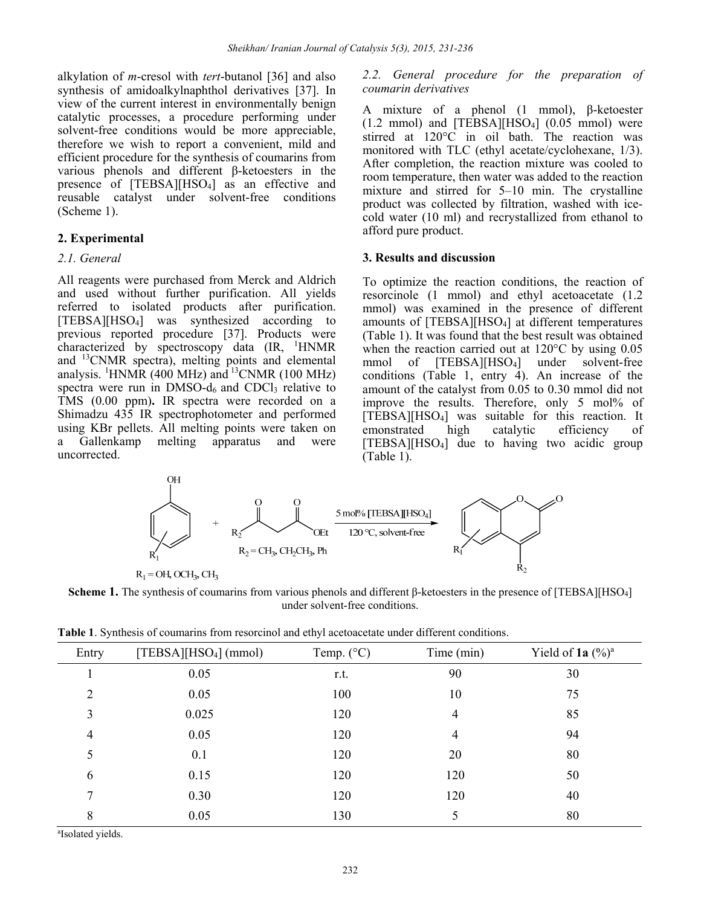alkylation of *m*-cresol with *tert*-butanol [36] and also synthesis of amidoalkylnaphthol derivatives [37]. In view of the current interest in environmentally benign catalytic processes, a procedure performing under solvent-free conditions would be more appreciable, therefore we wish to report a convenient, mild and efficient procedure for the synthesis of coumarins from various phenols and different β-ketoesters in the presence of [TEBSA][$HSO_4$] as an effective and reusable catalyst under solvent-free conditions (Scheme 1).

## 2. Experimental

### *2.1. General*

All reagents were purchased from Merck and Aldrich and used without further purification. All yields referred to isolated products after purification. [TEBSA][$HSO_4$] was synthesized according to previous reported procedure [37]. Products were characterized by spectroscopy data (IR, [1]HNMR and [13]CNMR spectra), melting points and elemental analysis. [1]HNMR (400 MHz) and [13]CNMR (100 MHz) spectra were run in DMSO-$d_6$ and $CDCl_3$ relative to TMS (0.00 ppm). IR spectra were recorded on a Shimadzu 435 IR spectrophotometer and performed using KBr pellets. All melting points were taken on a Gallenkamp melting apparatus and were uncorrected.

### *2.2. General procedure for the preparation of coumarin derivatives*

A mixture of a phenol (1 mmol), β-ketoester (1.2 mmol) and [TEBSA][$HSO_4$] (0.05 mmol) were stirred at 120°C in oil bath. The reaction was monitored with TLC (ethyl acetate/cyclohexane, 1/3). After completion, the reaction mixture was cooled to room temperature, then water was added to the reaction mixture and stirred for 5–10 min. The crystalline product was collected by filtration, washed with ice-cold water (10 ml) and recrystallized from ethanol to afford pure product.

## 3. Results and discussion

To optimize the reaction conditions, the reaction of resorcinole (1 mmol) and ethyl acetoacetate (1.2 mmol) was examined in the presence of different amounts of [TEBSA][$HSO_4$] at different temperatures (Table 1). It was found that the best result was obtained when the reaction carried out at 120°C by using 0.05 mmol of [TEBSA][$HSO_4$] under solvent-free conditions (Table 1, entry 4). An increase of the amount of the catalyst from 0.05 to 0.30 mmol did not improve the results. Therefore, only 5 mol% of [TEBSA][$HSO_4$] was suitable for this reaction. It emonstrated high catalytic efficiency of [TEBSA][$HSO_4$] due to having two acidic group (Table 1).

5 mol% [TEBSA][$HSO_4$]
120 °C, solvent-free

$R_2$ = $CH_3$, $CH_2CH_3$, Ph

$R_1$ = OH, $OCH_3$, $CH_3$

**Scheme 1.** The synthesis of coumarins from various phenols and different β-ketoesters in the presence of [TEBSA][$HSO_4$] under solvent-free conditions.

**Table 1**. Synthesis of coumarins from resorcinol and ethyl acetoacetate under different conditions.

| Entry | [TEBSA][$HSO_4$] (mmol) | Temp. (°C) | Time (min) | Yield of **1a** (%)[a] |
|---|---|---|---|---|
| 1 | 0.05 | r.t. | 90 | 30 |
| 2 | 0.05 | 100 | 10 | 75 |
| 3 | 0.025 | 120 | 4 | 85 |
| 4 | 0.05 | 120 | 4 | 94 |
| 5 | 0.1 | 120 | 20 | 80 |
| 6 | 0.15 | 120 | 120 | 50 |
| 7 | 0.30 | 120 | 120 | 40 |
| 8 | 0.05 | 130 | 5 | 80 |

[a]Isolated yields.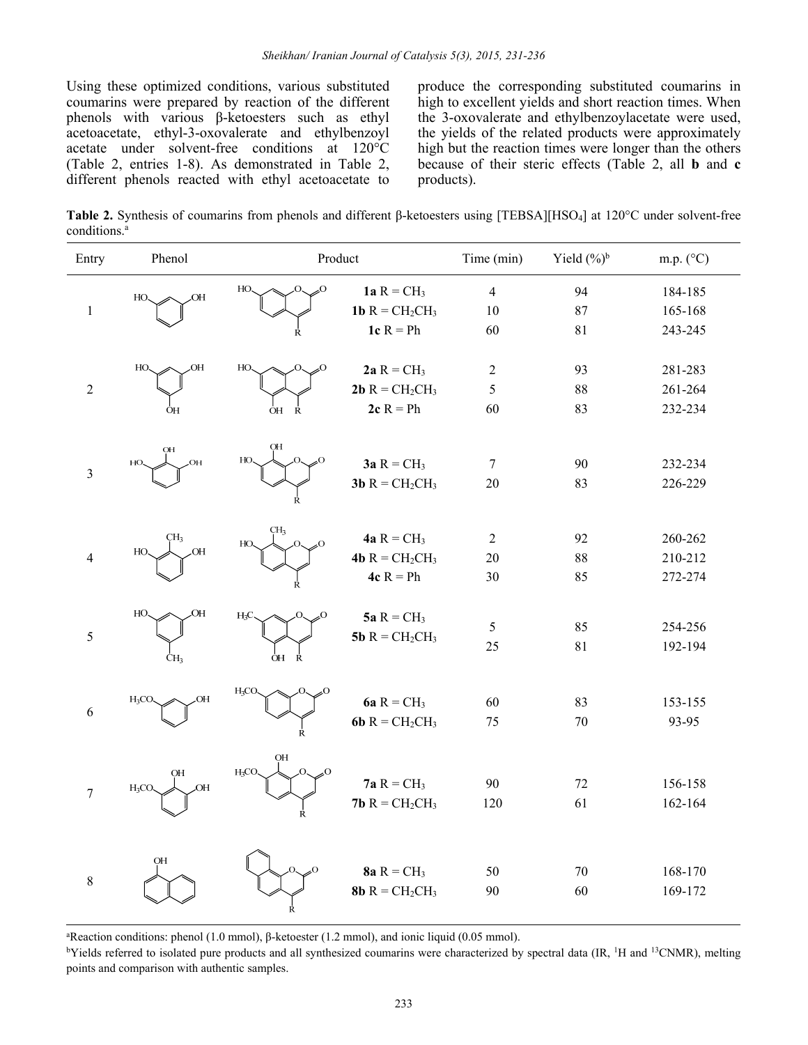Using these optimized conditions, various substituted coumarins were prepared by reaction of the different phenols with various β-ketoesters such as ethyl acetoacetate, ethyl-3-oxovalerate and ethylbenzoyl acetate under solvent-free conditions at 120°C (Table 2, entries 1-8). As demonstrated in Table 2, different phenols reacted with ethyl acetoacetate to produce the corresponding substituted coumarins in high to excellent yields and short reaction times. When the 3-oxovalerate and ethylbenzoylacetate were used, the yields of the related products were approximately high but the reaction times were longer than the others because of their steric effects (Table 2, all **b** and **c** products).

**Table 2.** Synthesis of coumarins from phenols and different β-ketoesters using [TEBSA][$HSO_4$] at 120°C under solvent-free conditions.[a]

| Entry | Phenol | Product | Time (min) | Yield (%)[b] | m.p. (°C) |
|---|---|---|---|---|---|
| 1 | | **1a** R = $CH_3$ | 4 | 94 | 184-185 |
| | | **1b** R = $CH_2CH_3$ | 10 | 87 | 165-168 |
| | | **1c** R = Ph | 60 | 81 | 243-245 |
| 2 | | **2a** R = $CH_3$ | 2 | 93 | 281-283 |
| | | **2b** R = $CH_2CH_3$ | 5 | 88 | 261-264 |
| | | **2c** R = Ph | 60 | 83 | 232-234 |
| 3 | | **3a** R = $CH_3$ | 7 | 90 | 232-234 |
| | | **3b** R = $CH_2CH_3$ | 20 | 83 | 226-229 |
| 4 | | **4a** R = $CH_3$ | 2 | 92 | 260-262 |
| | | **4b** R = $CH_2CH_3$ | 20 | 88 | 210-212 |
| | | **4c** R = Ph | 30 | 85 | 272-274 |
| 5 | | **5a** R = $CH_3$ | 5 | 85 | 254-256 |
| | | **5b** R = $CH_2CH_3$ | 25 | 81 | 192-194 |
| 6 | | **6a** R = $CH_3$ | 60 | 83 | 153-155 |
| | | **6b** R = $CH_2CH_3$ | 75 | 70 | 93-95 |
| 7 | | **7a** R = $CH_3$ | 90 | 72 | 156-158 |
| | | **7b** R = $CH_2CH_3$ | 120 | 61 | 162-164 |
| 8 | | **8a** R = $CH_3$ | 50 | 70 | 168-170 |
| | | **8b** R = $CH_2CH_3$ | 90 | 60 | 169-172 |

[a]Reaction conditions: phenol (1.0 mmol), β-ketoester (1.2 mmol), and ionic liquid (0.05 mmol).

[b]Yields referred to isolated pure products and all synthesized coumarins were characterized by spectral data (IR, [1]H and [13]CNMR), melting points and comparison with authentic samples.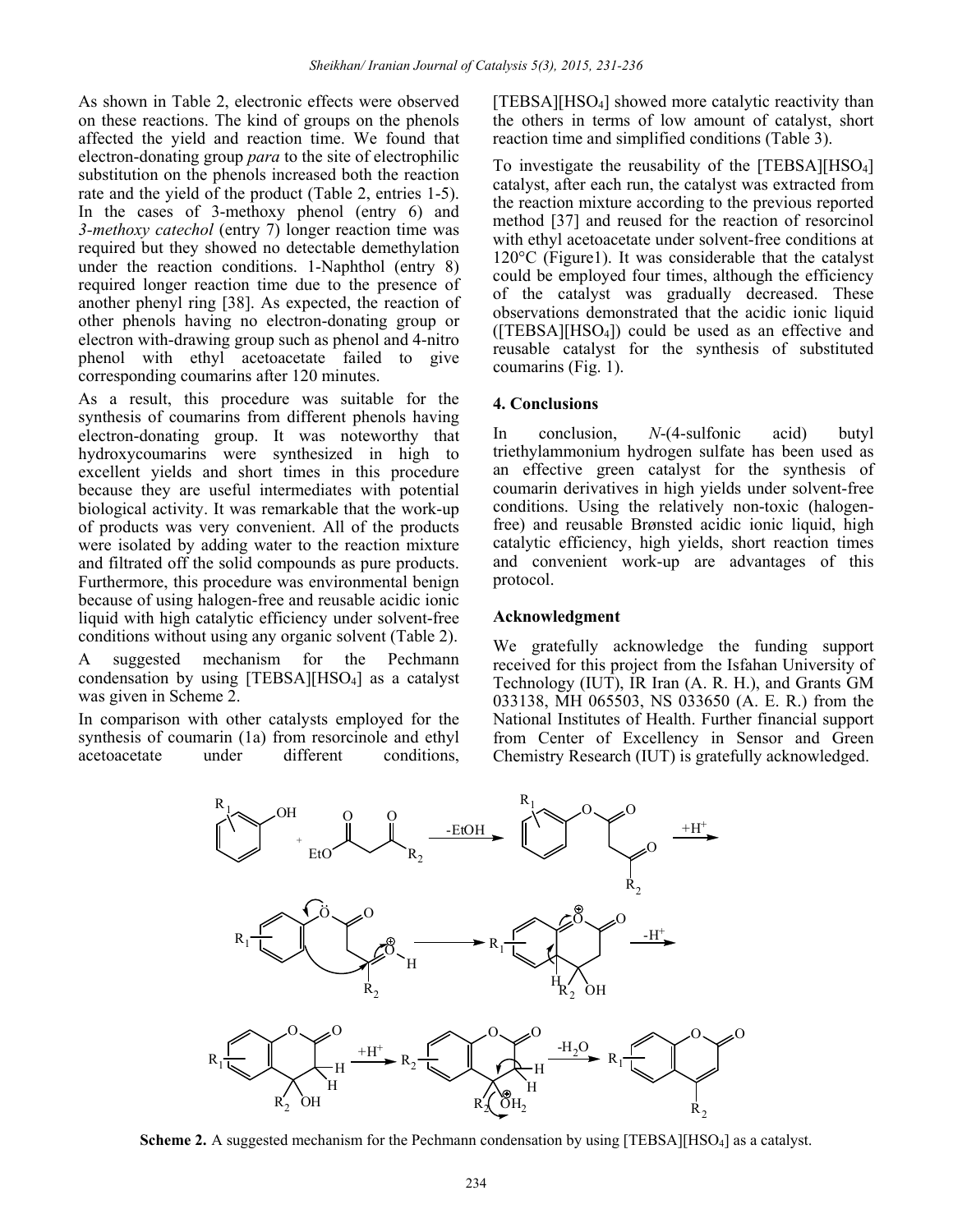As shown in Table 2, electronic effects were observed on these reactions. The kind of groups on the phenols affected the yield and reaction time. We found that electron-donating group *para* to the site of electrophilic substitution on the phenols increased both the reaction rate and the yield of the product (Table 2, entries 1-5). In the cases of 3-methoxy phenol (entry 6) and *3-methoxy catechol* (entry 7) longer reaction time was required but they showed no detectable demethylation under the reaction conditions. 1-Naphthol (entry 8) required longer reaction time due to the presence of another phenyl ring [38]. As expected, the reaction of other phenols having no electron-donating group or electron with-drawing group such as phenol and 4-nitro phenol with ethyl acetoacetate failed to give corresponding coumarins after 120 minutes.

As a result, this procedure was suitable for the synthesis of coumarins from different phenols having electron-donating group. It was noteworthy that hydroxycoumarins were synthesized in high to excellent yields and short times in this procedure because they are useful intermediates with potential biological activity. It was remarkable that the work-up of products was very convenient. All of the products were isolated by adding water to the reaction mixture and filtrated off the solid compounds as pure products. Furthermore, this procedure was environmental benign because of using halogen-free and reusable acidic ionic liquid with high catalytic efficiency under solvent-free conditions without using any organic solvent (Table 2).

A suggested mechanism for the Pechmann condensation by using [TEBSA][$HSO_4$] as a catalyst was given in Scheme 2.

In comparison with other catalysts employed for the synthesis of coumarin (1a) from resorcinole and ethyl acetoacetate under different conditions, [TEBSA][$HSO_4$] showed more catalytic reactivity than the others in terms of low amount of catalyst, short reaction time and simplified conditions (Table 3).

To investigate the reusability of the [TEBSA][$HSO_4$] catalyst, after each run, the catalyst was extracted from the reaction mixture according to the previous reported method [37] and reused for the reaction of resorcinol with ethyl acetoacetate under solvent-free conditions at 120°C (Figure1). It was considerable that the catalyst could be employed four times, although the efficiency of the catalyst was gradually decreased. These observations demonstrated that the acidic ionic liquid ([TEBSA][$HSO_4$]) could be used as an effective and reusable catalyst for the synthesis of substituted coumarins (Fig. 1).

## 4. Conclusions

In conclusion, *N*-(4-sulfonic acid) butyl triethylammonium hydrogen sulfate has been used as an effective green catalyst for the synthesis of coumarin derivatives in high yields under solvent-free conditions. Using the relatively non-toxic (halogen-free) and reusable Brønsted acidic ionic liquid, high catalytic efficiency, high yields, short reaction times and convenient work-up are advantages of this protocol.

### Acknowledgment

We gratefully acknowledge the funding support received for this project from the Isfahan University of Technology (IUT), IR Iran (A. R. H.), and Grants GM 033138, MH 065503, NS 033650 (A. E. R.) from the National Institutes of Health. Further financial support from Center of Excellency in Sensor and Green Chemistry Research (IUT) is gratefully acknowledged.

-EtOH

+H+

-H+

+H+

-H2O

**Scheme 2.** A suggested mechanism for the Pechmann condensation by using [TEBSA][$HSO_4$] as a catalyst.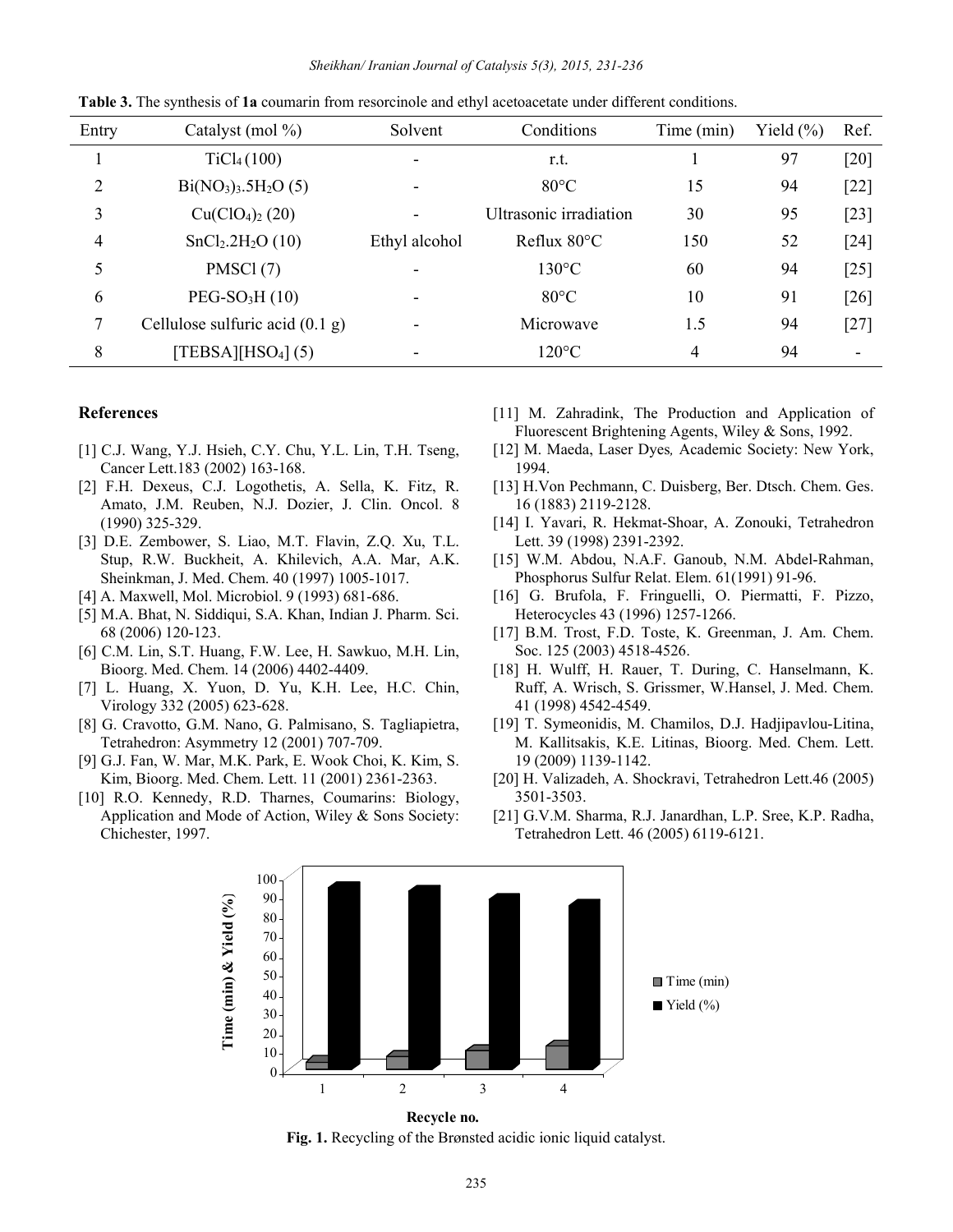**Table 3.** The synthesis of **1a** coumarin from resorcinole and ethyl acetoacetate under different conditions.

| Entry | Catalyst (mol %) | Solvent | Conditions | Time (min) | Yield (%) | Ref. |
|---|---|---|---|---|---|---|
| 1 | $TiCl_4$ (100) | - | r.t. | 1 | 97 | [20] |
| 2 | $Bi(NO_3)_3.5H_2O$ (5) | - | 80°C | 15 | 94 | [22] |
| 3 | $Cu(ClO_4)_2$ (20) | - | Ultrasonic irradiation | 30 | 95 | [23] |
| 4 | $SnCl_2.2H_2O$ (10) | Ethyl alcohol | Reflux 80°C | 150 | 52 | [24] |
| 5 | PMSCl (7) | - | 130°C | 60 | 94 | [25] |
| 6 | PEG-$SO_3H$ (10) | - | 80°C | 10 | 91 | [26] |
| 7 | Cellulose sulfuric acid (0.1 g) | - | Microwave | 1.5 | 94 | [27] |
| 8 | [TEBSA][$HSO_4$] (5) | - | 120°C | 4 | 94 | - |

## References

[1] C.J. Wang, Y.J. Hsieh, C.Y. Chu, Y.L. Lin, T.H. Tseng, Cancer Lett.183 (2002) 163-168.

[2] F.H. Dexeus, C.J. Logothetis, A. Sella, K. Fitz, R. Amato, J.M. Reuben, N.J. Dozier, J. Clin. Oncol. 8 (1990) 325-329.

[3] D.E. Zembower, S. Liao, M.T. Flavin, Z.Q. Xu, T.L. Stup, R.W. Buckheit, A. Khilevich, A.A. Mar, A.K. Sheinkman, J. Med. Chem. 40 (1997) 1005-1017.

[4] A. Maxwell, Mol. Microbiol. 9 (1993) 681-686.

[5] M.A. Bhat, N. Siddiqui, S.A. Khan, Indian J. Pharm. Sci. 68 (2006) 120-123.

[6] C.M. Lin, S.T. Huang, F.W. Lee, H. Sawkuo, M.H. Lin, Bioorg. Med. Chem. 14 (2006) 4402-4409.

[7] L. Huang, X. Yuon, D. Yu, K.H. Lee, H.C. Chin, Virology 332 (2005) 623-628.

[8] G. Cravotto, G.M. Nano, G. Palmisano, S. Tagliapietra, Tetrahedron: Asymmetry 12 (2001) 707-709.

[9] G.J. Fan, W. Mar, M.K. Park, E. Wook Choi, K. Kim, S. Kim, Bioorg. Med. Chem. Lett. 11 (2001) 2361-2363.

[10] R.O. Kennedy, R.D. Tharnes, Coumarins: Biology, Application and Mode of Action, Wiley & Sons Society: Chichester, 1997.

[11] M. Zahradink, The Production and Application of Fluorescent Brightening Agents, Wiley & Sons, 1992.

[12] M. Maeda, Laser Dyes*,* Academic Society: New York, 1994.

[13] H.Von Pechmann, C. Duisberg, Ber. Dtsch. Chem. Ges. 16 (1883) 2119-2128.

[14] I. Yavari, R. Hekmat-Shoar, A. Zonouki, Tetrahedron Lett. 39 (1998) 2391-2392.

[15] W.M. Abdou, N.A.F. Ganoub, N.M. Abdel-Rahman, Phosphorus Sulfur Relat. Elem. 61(1991) 91-96.

[16] G. Brufola, F. Fringuelli, O. Piermatti, F. Pizzo, Heterocycles 43 (1996) 1257-1266.

[17] B.M. Trost, F.D. Toste, K. Greenman, J. Am. Chem. Soc. 125 (2003) 4518-4526.

[18] H. Wulff, H. Rauer, T. During, C. Hanselmann, K. Ruff, A. Wrisch, S. Grissmer, W.Hansel, J. Med. Chem. 41 (1998) 4542-4549.

[19] T. Symeonidis, M. Chamilos, D.J. Hadjipavlou-Litina, M. Kallitsakis, K.E. Litinas, Bioorg. Med. Chem. Lett. 19 (2009) 1139-1142.

[20] H. Valizadeh, A. Shockravi, Tetrahedron Lett.46 (2005) 3501-3503.

[21] G.V.M. Sharma, R.J. Janardhan, L.P. Sree, K.P. Radha, Tetrahedron Lett. 46 (2005) 6119-6121.

Time (min) & Yield (%)
100
90
80
70
60
50
40
30
20
10
0
1 2 3 4
Recycle no.
Time (min)
Yield (%)

**Fig. 1.** Recycling of the Brønsted acidic ionic liquid catalyst.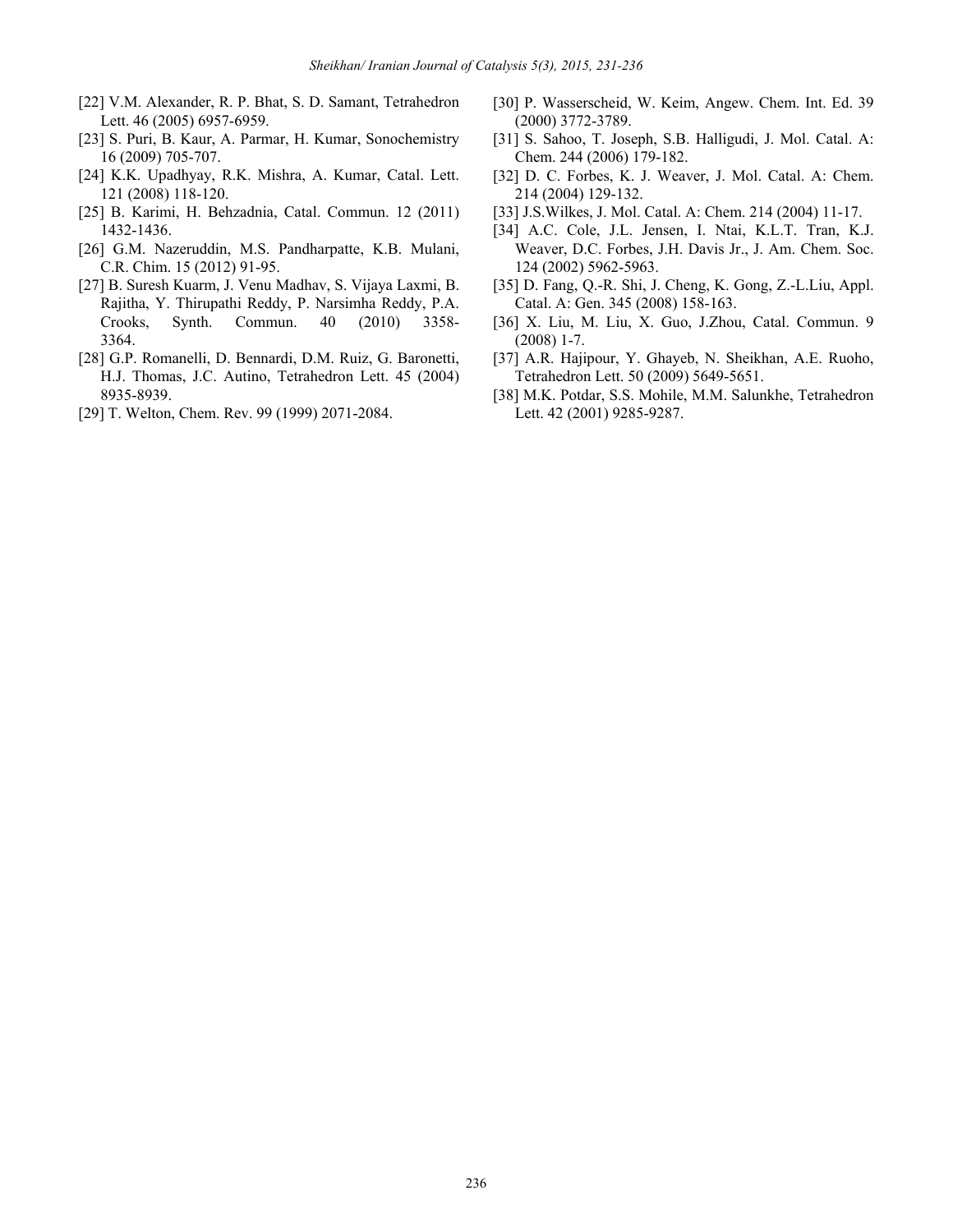[22] V.M. Alexander, R. P. Bhat, S. D. Samant, Tetrahedron Lett. 46 (2005) 6957-6959.

[23] S. Puri, B. Kaur, A. Parmar, H. Kumar, Sonochemistry 16 (2009) 705-707.

[24] K.K. Upadhyay, R.K. Mishra, A. Kumar, Catal. Lett. 121 (2008) 118-120.

[25] B. Karimi, H. Behzadnia, Catal. Commun. 12 (2011) 1432-1436.

[26] G.M. Nazeruddin, M.S. Pandharpatte, K.B. Mulani, C.R. Chim. 15 (2012) 91-95.

[27] B. Suresh Kuarm, J. Venu Madhav, S. Vijaya Laxmi, B. Rajitha, Y. Thirupathi Reddy, P. Narsimha Reddy, P.A. Crooks, Synth. Commun. 40 (2010) 3358-3364.

[28] G.P. Romanelli, D. Bennardi, D.M. Ruiz, G. Baronetti, H.J. Thomas, J.C. Autino, Tetrahedron Lett. 45 (2004) 8935-8939.

[29] T. Welton, Chem. Rev. 99 (1999) 2071-2084.

[30] P. Wasserscheid, W. Keim, Angew. Chem. Int. Ed. 39 (2000) 3772-3789.

[31] S. Sahoo, T. Joseph, S.B. Halligudi, J. Mol. Catal. A: Chem. 244 (2006) 179-182.

[32] D. C. Forbes, K. J. Weaver, J. Mol. Catal. A: Chem. 214 (2004) 129-132.

[33] J.S.Wilkes, J. Mol. Catal. A: Chem. 214 (2004) 11-17.

[34] A.C. Cole, J.L. Jensen, I. Ntai, K.L.T. Tran, K.J. Weaver, D.C. Forbes, J.H. Davis Jr., J. Am. Chem. Soc. 124 (2002) 5962-5963.

[35] D. Fang, Q.-R. Shi, J. Cheng, K. Gong, Z.-L.Liu, Appl. Catal. A: Gen. 345 (2008) 158-163.

[36] X. Liu, M. Liu, X. Guo, J.Zhou, Catal. Commun. 9 (2008) 1-7.

[37] A.R. Hajipour, Y. Ghayeb, N. Sheikhan, A.E. Ruoho, Tetrahedron Lett. 50 (2009) 5649-5651.

[38] M.K. Potdar, S.S. Mohile, M.M. Salunkhe, Tetrahedron Lett. 42 (2001) 9285-9287.